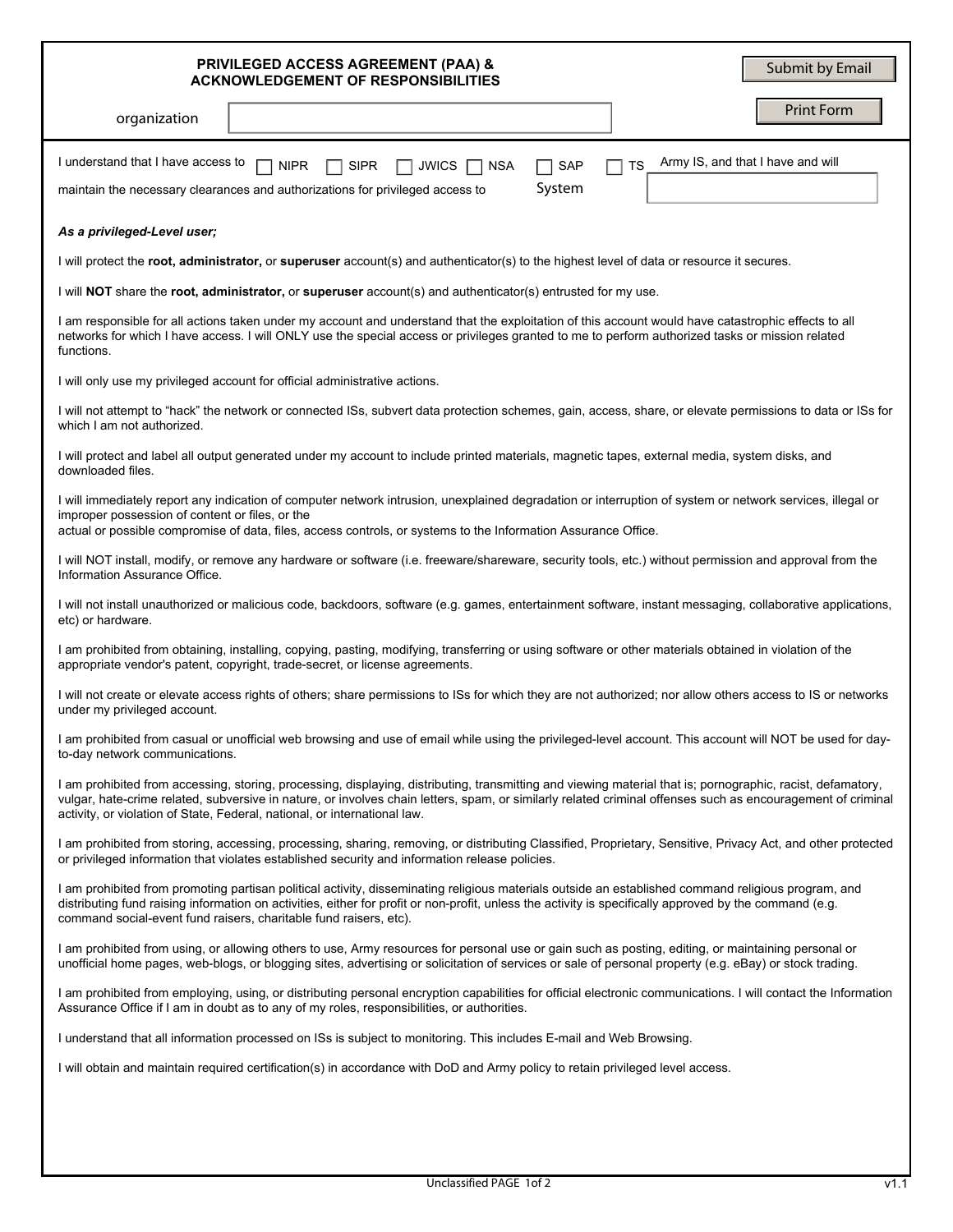# PRIVILEGED ACCESS AGREEMENT (PAA) & ACKNOWLEDGEMENT OF RESPONSIBILITIES

Submit by Email

Print Form

organization

I understand that I have access to ☐ NIPR ☐ SIPR ☐ JWICS ☐ NSA ☐ SAP ☐ TS Army IS, and that I have and will maintain the necessary clearances and authorizations for privileged access to System

***As a privileged-Level user;***

I will protect the **root, administrator,** or **superuser** account(s) and authenticator(s) to the highest level of data or resource it secures.

I will **NOT** share the **root, administrator,** or **superuser** account(s) and authenticator(s) entrusted for my use.

I am responsible for all actions taken under my account and understand that the exploitation of this account would have catastrophic effects to all networks for which I have access. I will ONLY use the special access or privileges granted to me to perform authorized tasks or mission related functions.

I will only use my privileged account for official administrative actions.

I will not attempt to "hack" the network or connected ISs, subvert data protection schemes, gain, access, share, or elevate permissions to data or ISs for which I am not authorized.

I will protect and label all output generated under my account to include printed materials, magnetic tapes, external media, system disks, and downloaded files.

I will immediately report any indication of computer network intrusion, unexplained degradation or interruption of system or network services, illegal or improper possession of content or files, or the actual or possible compromise of data, files, access controls, or systems to the Information Assurance Office.

I will NOT install, modify, or remove any hardware or software (i.e. freeware/shareware, security tools, etc.) without permission and approval from the Information Assurance Office.

I will not install unauthorized or malicious code, backdoors, software (e.g. games, entertainment software, instant messaging, collaborative applications, etc) or hardware.

I am prohibited from obtaining, installing, copying, pasting, modifying, transferring or using software or other materials obtained in violation of the appropriate vendor's patent, copyright, trade-secret, or license agreements.

I will not create or elevate access rights of others; share permissions to ISs for which they are not authorized; nor allow others access to IS or networks under my privileged account.

I am prohibited from casual or unofficial web browsing and use of email while using the privileged-level account. This account will NOT be used for day-to-day network communications.

I am prohibited from accessing, storing, processing, displaying, distributing, transmitting and viewing material that is; pornographic, racist, defamatory, vulgar, hate-crime related, subversive in nature, or involves chain letters, spam, or similarly related criminal offenses such as encouragement of criminal activity, or violation of State, Federal, national, or international law.

I am prohibited from storing, accessing, processing, sharing, removing, or distributing Classified, Proprietary, Sensitive, Privacy Act, and other protected or privileged information that violates established security and information release policies.

I am prohibited from promoting partisan political activity, disseminating religious materials outside an established command religious program, and distributing fund raising information on activities, either for profit or non-profit, unless the activity is specifically approved by the command (e.g. command social-event fund raisers, charitable fund raisers, etc).

I am prohibited from using, or allowing others to use, Army resources for personal use or gain such as posting, editing, or maintaining personal or unofficial home pages, web-blogs, or blogging sites, advertising or solicitation of services or sale of personal property (e.g. eBay) or stock trading.

I am prohibited from employing, using, or distributing personal encryption capabilities for official electronic communications. I will contact the Information Assurance Office if I am in doubt as to any of my roles, responsibilities, or authorities.

I understand that all information processed on ISs is subject to monitoring. This includes E-mail and Web Browsing.

I will obtain and maintain required certification(s) in accordance with DoD and Army policy to retain privileged level access.

Unclassified

v1.1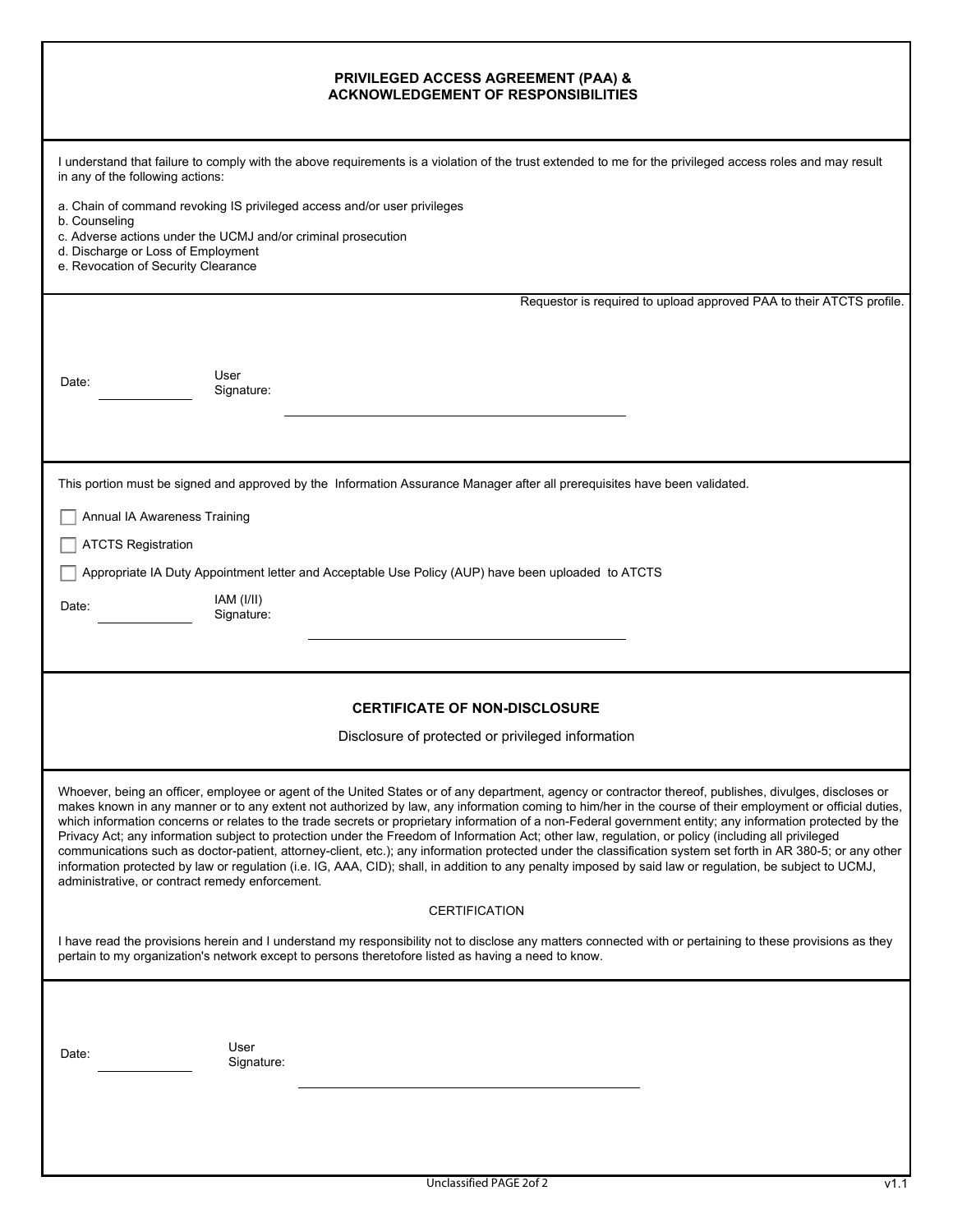## PRIVILEGED ACCESS AGREEMENT (PAA) & ACKNOWLEDGEMENT OF RESPONSIBILITIES

I understand that failure to comply with the above requirements is a violation of the trust extended to me for the privileged access roles and may result in any of the following actions:

a. Chain of command revoking IS privileged access and/or user privileges
b. Counseling
c. Adverse actions under the UCMJ and/or criminal prosecution
d. Discharge or Loss of Employment
e. Revocation of Security Clearance

Requestor is required to upload approved PAA to their ATCTS profile.

Date: ____________ User Signature: ______________________________

This portion must be signed and approved by the Information Assurance Manager after all prerequisites have been validated.

- [ ] Annual IA Awareness Training
- [ ] ATCTS Registration
- [ ] Appropriate IA Duty Appointment letter and Acceptable Use Policy (AUP) have been uploaded to ATCTS

Date: ____________ IAM (I/II) Signature: ______________________________

## CERTIFICATE OF NON-DISCLOSURE

Disclosure of protected or privileged information

Whoever, being an officer, employee or agent of the United States or of any department, agency or contractor thereof, publishes, divulges, discloses or makes known in any manner or to any extent not authorized by law, any information coming to him/her in the course of their employment or official duties, which information concerns or relates to the trade secrets or proprietary information of a non-Federal government entity; any information protected by the Privacy Act; any information subject to protection under the Freedom of Information Act; other law, regulation, or policy (including all privileged communications such as doctor-patient, attorney-client, etc.); any information protected under the classification system set forth in AR 380-5; or any other information protected by law or regulation (i.e. IG, AAA, CID); shall, in addition to any penalty imposed by said law or regulation, be subject to UCMJ, administrative, or contract remedy enforcement.

CERTIFICATION

I have read the provisions herein and I understand my responsibility not to disclose any matters connected with or pertaining to these provisions as they pertain to my organization's network except to persons theretofore listed as having a need to know.

Date: ____________ User Signature: ______________________________

v1.1